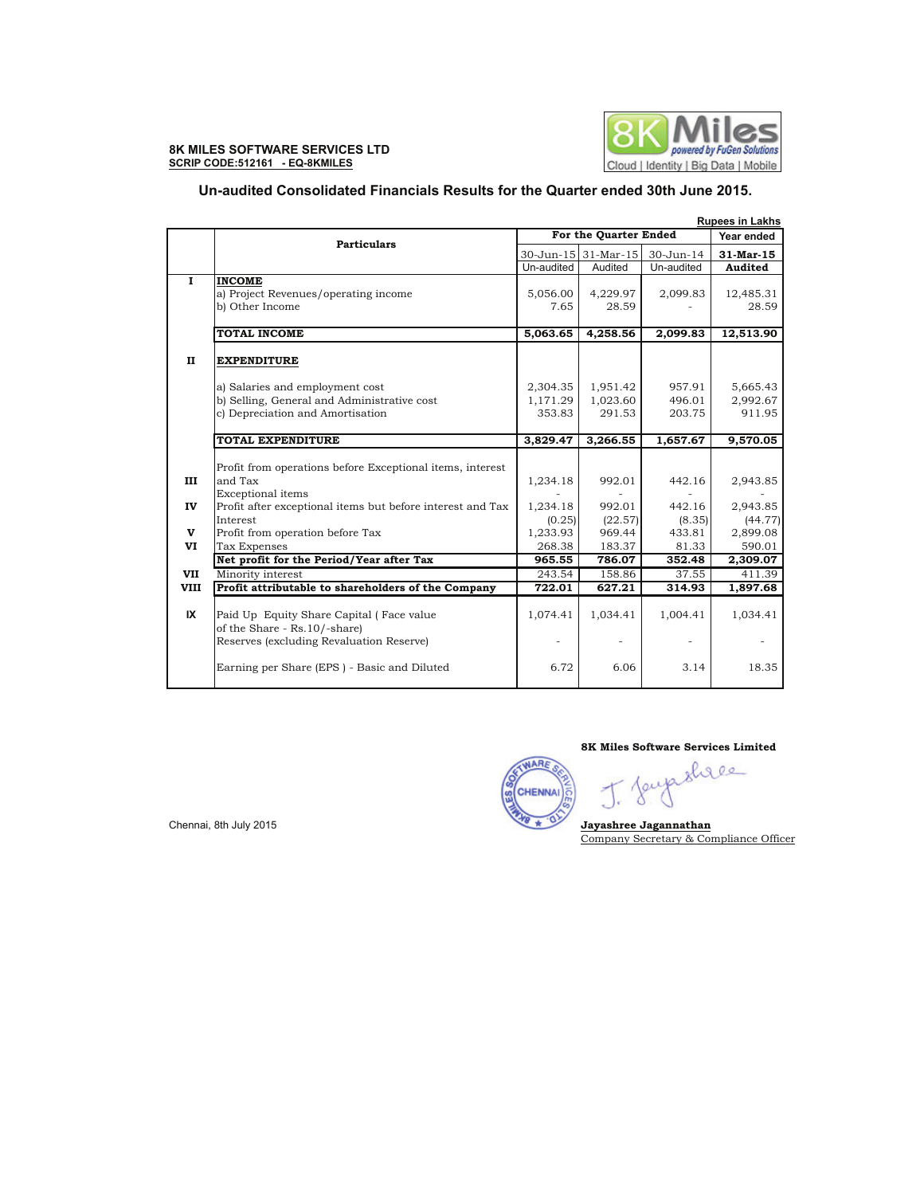**8K MILES SOFTWARE SERVICES LTD**
**SCRIP CODE:512161 - EQ-8KMILES**

8K Miles powered by FuGen Solutions
Cloud | Identity | Big Data | Mobile

## Un-audited Consolidated Financials Results for the Quarter ended 30th June 2015.

Rupees in Lakhs

| | Particulars | For the Quarter Ended | | | Year ended |
|---|---|---|---|---|---|
| | | 30-Jun-15 | 31-Mar-15 | 30-Jun-14 | 31-Mar-15 |
| | | Un-audited | Audited | Un-audited | Audited |
| I | **INCOME** | | | | |
| | a) Project Revenues/operating income | 5,056.00 | 4,229.97 | 2,099.83 | 12,485.31 |
| | b) Other Income | 7.65 | 28.59 | - | 28.59 |
| | **TOTAL INCOME** | **5,063.65** | **4,258.56** | **2,099.83** | **12,513.90** |
| II | **EXPENDITURE** | | | | |
| | a) Salaries and employment cost | 2,304.35 | 1,951.42 | 957.91 | 5,665.43 |
| | b) Selling, General and Administrative cost | 1,171.29 | 1,023.60 | 496.01 | 2,992.67 |
| | c) Depreciation and Amortisation | 353.83 | 291.53 | 203.75 | 911.95 |
| | **TOTAL EXPENDITURE** | **3,829.47** | **3,266.55** | **1,657.67** | **9,570.05** |
| III | Profit from operations before Exceptional items, interest and Tax | 1,234.18 | 992.01 | 442.16 | 2,943.85 |
| | Exceptional items | - | - | - | - |
| IV | Profit after exceptional items but before interest and Tax | 1,234.18 | 992.01 | 442.16 | 2,943.85 |
| | Interest | (0.25) | (22.57) | (8.35) | (44.77) |
| V | Profit from operation before Tax | 1,233.93 | 969.44 | 433.81 | 2,899.08 |
| VI | Tax Expenses | 268.38 | 183.37 | 81.33 | 590.01 |
| | **Net profit for the Period/Year after Tax** | **965.55** | **786.07** | **352.48** | **2,309.07** |
| VII | Minority interest | 243.54 | 158.86 | 37.55 | 411.39 |
| VIII | **Profit attributable to shareholders of the Company** | **722.01** | **627.21** | **314.93** | **1,897.68** |
| IX | Paid Up Equity Share Capital ( Face value of the Share - Rs.10/-share) | 1,074.41 | 1,034.41 | 1,004.41 | 1,034.41 |
| | Reserves (excluding Revaluation Reserve) | - | - | - | - |
| | Earning per Share (EPS ) - Basic and Diluted | 6.72 | 6.06 | 3.14 | 18.35 |

**8K Miles Software Services Limited**

Chennai, 8th July 2015

**Jayashree Jagannathan**
Company Secretary & Compliance Officer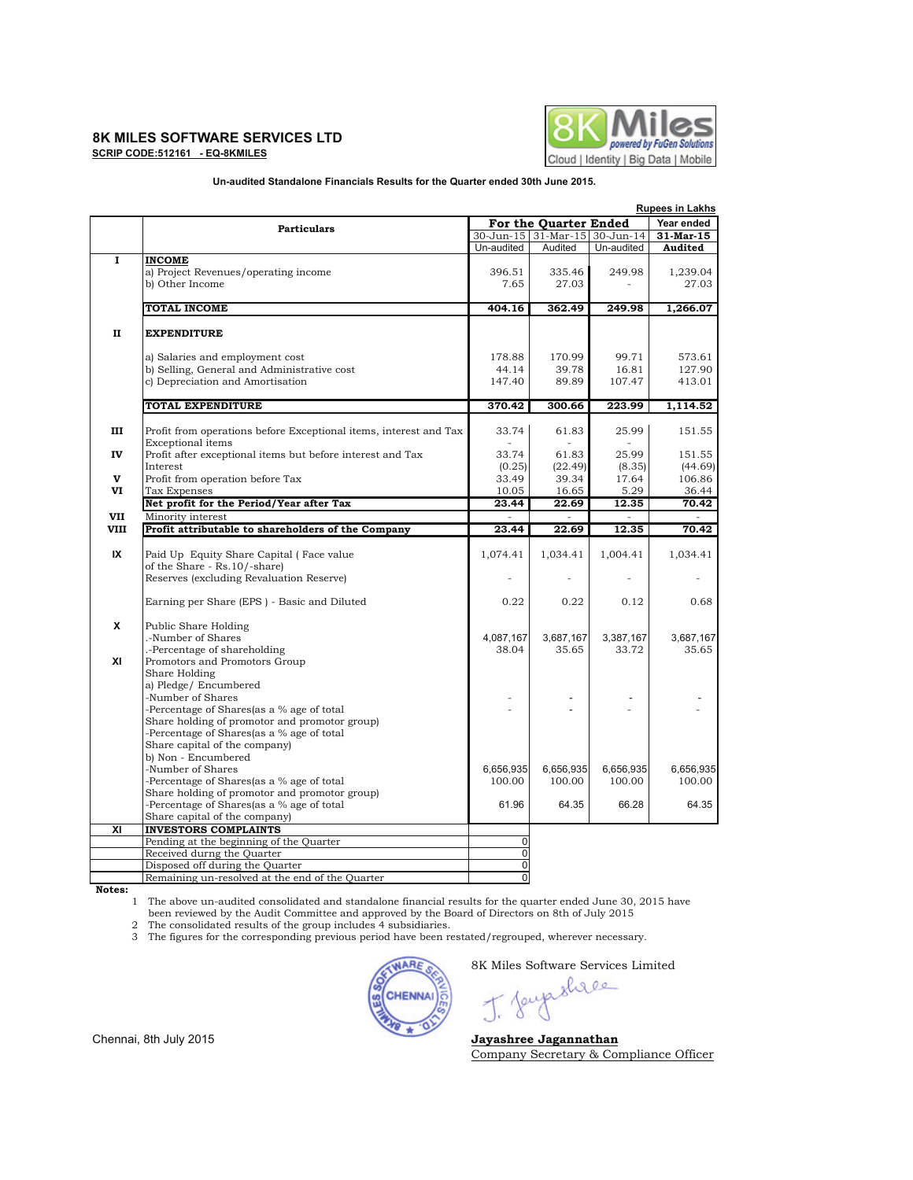## 8K MILES SOFTWARE SERVICES LTD

**SCRIP CODE:512161 - EQ-8KMILES**

**Un-audited Standalone Financials Results for the Quarter ended 30th June 2015.**

**Rupees in Lakhs**

| | Particulars | For the Quarter Ended | | | Year ended |
|---|---|---|---|---|---|
| | | 30-Jun-15 | 31-Mar-15 | 30-Jun-14 | 31-Mar-15 |
| | | Un-audited | Audited | Un-audited | Audited |
| I | **INCOME** | | | | |
| | a) Project Revenues/operating income | 396.51 | 335.46 | 249.98 | 1,239.04 |
| | b) Other Income | 7.65 | 27.03 | - | 27.03 |
| | **TOTAL INCOME** | **404.16** | **362.49** | **249.98** | **1,266.07** |
| II | **EXPENDITURE** | | | | |
| | a) Salaries and employment cost | 178.88 | 170.99 | 99.71 | 573.61 |
| | b) Selling, General and Administrative cost | 44.14 | 39.78 | 16.81 | 127.90 |
| | c) Depreciation and Amortisation | 147.40 | 89.89 | 107.47 | 413.01 |
| | **TOTAL EXPENDITURE** | **370.42** | **300.66** | **223.99** | **1,114.52** |
| III | Profit from operations before Exceptional items, interest and Tax | 33.74 | 61.83 | 25.99 | 151.55 |
| | Exceptional items | - | - | - | |
| IV | Profit after exceptional items but before interest and Tax | 33.74 | 61.83 | 25.99 | 151.55 |
| | Interest | (0.25) | (22.49) | (8.35) | (44.69) |
| V | Profit from operation before Tax | 33.49 | 39.34 | 17.64 | 106.86 |
| VI | Tax Expenses | 10.05 | 16.65 | 5.29 | 36.44 |
| | **Net profit for the Period/Year after Tax** | **23.44** | **22.69** | **12.35** | **70.42** |
| VII | Minority interest | - | - | - | - |
| VIII | **Profit attributable to shareholders of the Company** | **23.44** | **22.69** | **12.35** | **70.42** |
| IX | Paid Up Equity Share Capital ( Face value of the Share - Rs.10/-share) | 1,074.41 | 1,034.41 | 1,004.41 | 1,034.41 |
| | Reserves (excluding Revaluation Reserve) | - | - | - | - |
| | Earning per Share (EPS ) - Basic and Diluted | 0.22 | 0.22 | 0.12 | 0.68 |
| X | Public Share Holding | | | | |
| | .-Number of Shares | 4,087,167 | 3,687,167 | 3,387,167 | 3,687,167 |
| | .-Percentage of shareholding | 38.04 | 35.65 | 33.72 | 35.65 |
| XI | Promotors and Promotors Group Share Holding | | | | |
| | a) Pledge/ Encumbered | | | | |
| | -Number of Shares | - | - | - | - |
| | -Percentage of Shares(as a % age of total Share holding of promotor and promotor group) | - | - | - | - |
| | -Percentage of Shares(as a % age of total Share capital of the company) | | | | |
| | b) Non - Encumbered | | | | |
| | -Number of Shares | 6,656,935 | 6,656,935 | 6,656,935 | 6,656,935 |
| | -Percentage of Shares(as a % age of total Share holding of promotor and promotor group) | 100.00 | 100.00 | 100.00 | 100.00 |
| | -Percentage of Shares(as a % age of total Share capital of the company) | 61.96 | 64.35 | 66.28 | 64.35 |

| XI | **INVESTORS COMPLAINTS** | |
|---|---|---|
| | Pending at the beginning of the Quarter | 0 |
| | Received durng the Quarter | 0 |
| | Disposed off during the Quarter | 0 |
| | Remaining un-resolved at the end of the Quarter | 0 |

**Notes:**

1. The above un-audited consolidated and standalone financial results for the quarter ended June 30, 2015 have been reviewed by the Audit Committee and approved by the Board of Directors on 8th of July 2015
2. The consolidated results of the group includes 4 subsidiaries.
3. The figures for the corresponding previous period have been restated/regrouped, wherever necessary.

8K Miles Software Services Limited

**Jayashree Jagannathan**
Company Secretary & Compliance Officer

Chennai, 8th July 2015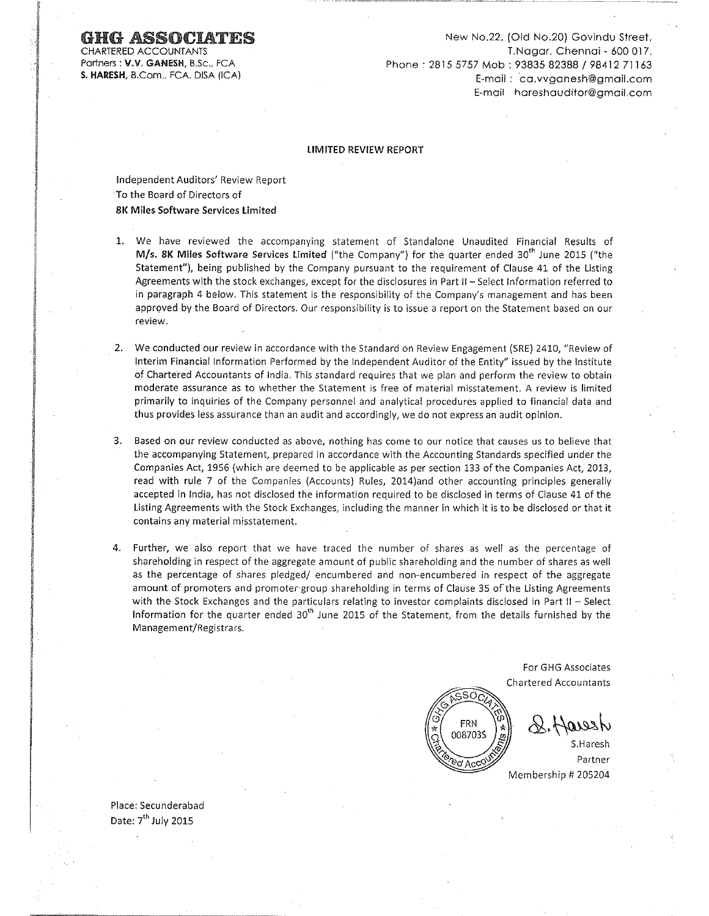**GHG ASSOCIATES**
CHARTERED ACCOUNTANTS
Partners : **V.V. GANESH**, B.Sc., FCA
**S. HARESH**, B.Com., FCA, DISA (ICA)

New No.22, (Old No.20) Govindu Street,
T.Nagar, Chennai - 600 017,
Phone : 2815 5757 Mob : 93835 82388 / 98412 71163
E-mail : ca.vvganesh@gmail.com
E-mail : hareshauditor@gmail.com

## LIMITED REVIEW REPORT

Independent Auditors' Review Report
To the Board of Directors of
**8K Miles Software Services Limited**

1. We have reviewed the accompanying statement of Standalone Unaudited Financial Results of **M/s. 8K Miles Software Services Limited** ("the Company") for the quarter ended 30th June 2015 ("the Statement"), being published by the Company pursuant to the requirement of Clause 41 of the Listing Agreements with the stock exchanges, except for the disclosures in Part II – Select Information referred to in paragraph 4 below. This statement is the responsibility of the Company's management and has been approved by the Board of Directors. Our responsibility is to issue a report on the Statement based on our review.

2. We conducted our review in accordance with the Standard on Review Engagement (SRE) 2410, "Review of Interim Financial Information Performed by the Independent Auditor of the Entity" issued by the Institute of Chartered Accountants of India. This standard requires that we plan and perform the review to obtain moderate assurance as to whether the Statement is free of material misstatement. A review is limited primarily to inquiries of the Company personnel and analytical procedures applied to financial data and thus provides less assurance than an audit and accordingly, we do not express an audit opinion.

3. Based on our review conducted as above, nothing has come to our notice that causes us to believe that the accompanying Statement, prepared in accordance with the Accounting Standards specified under the Companies Act, 1956 (which are deemed to be applicable as per section 133 of the Companies Act, 2013, read with rule 7 of the Companies (Accounts) Rules, 2014)and other accounting principles generally accepted in India, has not disclosed the information required to be disclosed in terms of Clause 41 of the Listing Agreements with the Stock Exchanges, including the manner in which it is to be disclosed or that it contains any material misstatement.

4. Further, we also report that we have traced the number of shares as well as the percentage of shareholding in respect of the aggregate amount of public shareholding and the number of shares as well as the percentage of shares pledged/ encumbered and non-encumbered in respect of the aggregate amount of promoters and promoter group shareholding in terms of Clause 35 of the Listing Agreements with the Stock Exchanges and the particulars relating to investor complaints disclosed in Part II – Select Information for the quarter ended 30th June 2015 of the Statement, from the details furnished by the Management/Registrars.

For GHG Associates
Chartered Accountants
FRN 008703S

S.Haresh
Partner
Membership # 205204

Place: Secunderabad
Date: 7th July 2015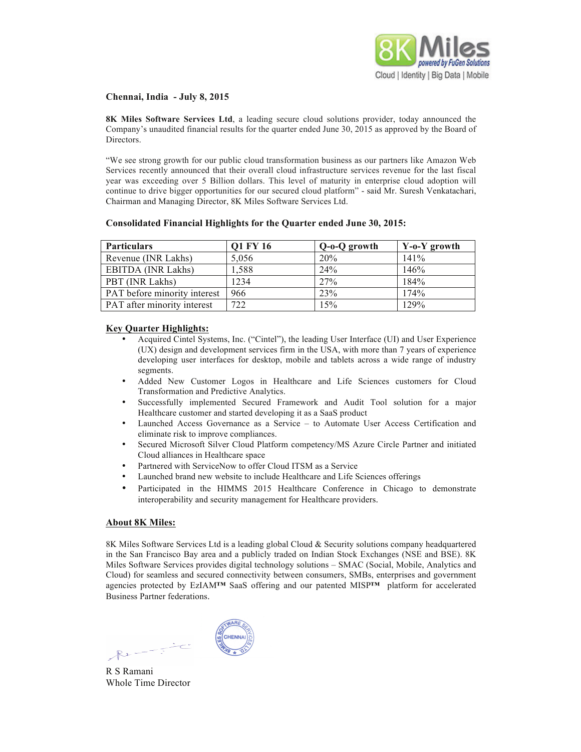8K Miles powered by FuGen Solutions
Cloud | Identity | Big Data | Mobile

**Chennai, India - July 8, 2015**

**8K Miles Software Services Ltd**, a leading secure cloud solutions provider, today announced the Company's unaudited financial results for the quarter ended June 30, 2015 as approved by the Board of Directors.

"We see strong growth for our public cloud transformation business as our partners like Amazon Web Services recently announced that their overall cloud infrastructure services revenue for the last fiscal year was exceeding over 5 Billion dollars. This level of maturity in enterprise cloud adoption will continue to drive bigger opportunities for our secured cloud platform" - said Mr. Suresh Venkatachari, Chairman and Managing Director, 8K Miles Software Services Ltd.

**Consolidated Financial Highlights for the Quarter ended June 30, 2015:**

| Particulars | Q1 FY 16 | Q-o-Q growth | Y-o-Y growth |
|---|---|---|---|
| Revenue (INR Lakhs) | 5,056 | 20% | 141% |
| EBITDA (INR Lakhs) | 1,588 | 24% | 146% |
| PBT (INR Lakhs) | 1234 | 27% | 184% |
| PAT before minority interest | 966 | 23% | 174% |
| PAT after minority interest | 722 | 15% | 129% |

**Key Quarter Highlights:**

- Acquired Cintel Systems, Inc. ("Cintel"), the leading User Interface (UI) and User Experience (UX) design and development services firm in the USA, with more than 7 years of experience developing user interfaces for desktop, mobile and tablets across a wide range of industry segments.
- Added New Customer Logos in Healthcare and Life Sciences customers for Cloud Transformation and Predictive Analytics.
- Successfully implemented Secured Framework and Audit Tool solution for a major Healthcare customer and started developing it as a SaaS product
- Launched Access Governance as a Service – to Automate User Access Certification and eliminate risk to improve compliances.
- Secured Microsoft Silver Cloud Platform competency/MS Azure Circle Partner and initiated Cloud alliances in Healthcare space
- Partnered with ServiceNow to offer Cloud ITSM as a Service
- Launched brand new website to include Healthcare and Life Sciences offerings
- Participated in the HIMMS 2015 Healthcare Conference in Chicago to demonstrate interoperability and security management for Healthcare providers.

**About 8K Miles:**

8K Miles Software Services Ltd is a leading global Cloud & Security solutions company headquartered in the San Francisco Bay area and a publicly traded on Indian Stock Exchanges (NSE and BSE). 8K Miles Software Services provides digital technology solutions – SMAC (Social, Mobile, Analytics and Cloud) for seamless and secured connectivity between consumers, SMBs, enterprises and government agencies protected by EzIAM™ SaaS offering and our patented MISP™ platform for accelerated Business Partner federations.

R S Ramani
Whole Time Director